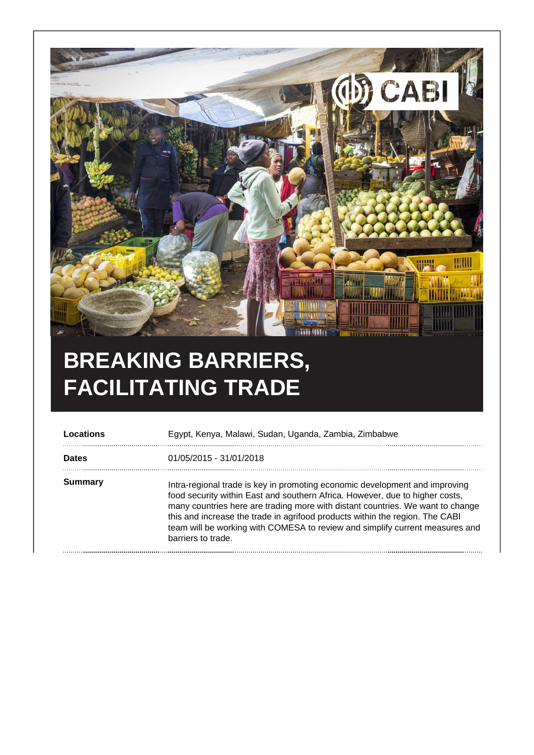# BREAKING BARRIERS, FACILITATING TRADE

| | |
|---|---|
| **Locations** | Egypt, Kenya, Malawi, Sudan, Uganda, Zambia, Zimbabwe |
| **Dates** | 01/05/2015 - 31/01/2018 |
| **Summary** | Intra-regional trade is key in promoting economic development and improving food security within East and southern Africa. However, due to higher costs, many countries here are trading more with distant countries. We want to change this and increase the trade in agrifood products within the region. The CABI team will be working with COMESA to review and simplify current measures and barriers to trade. |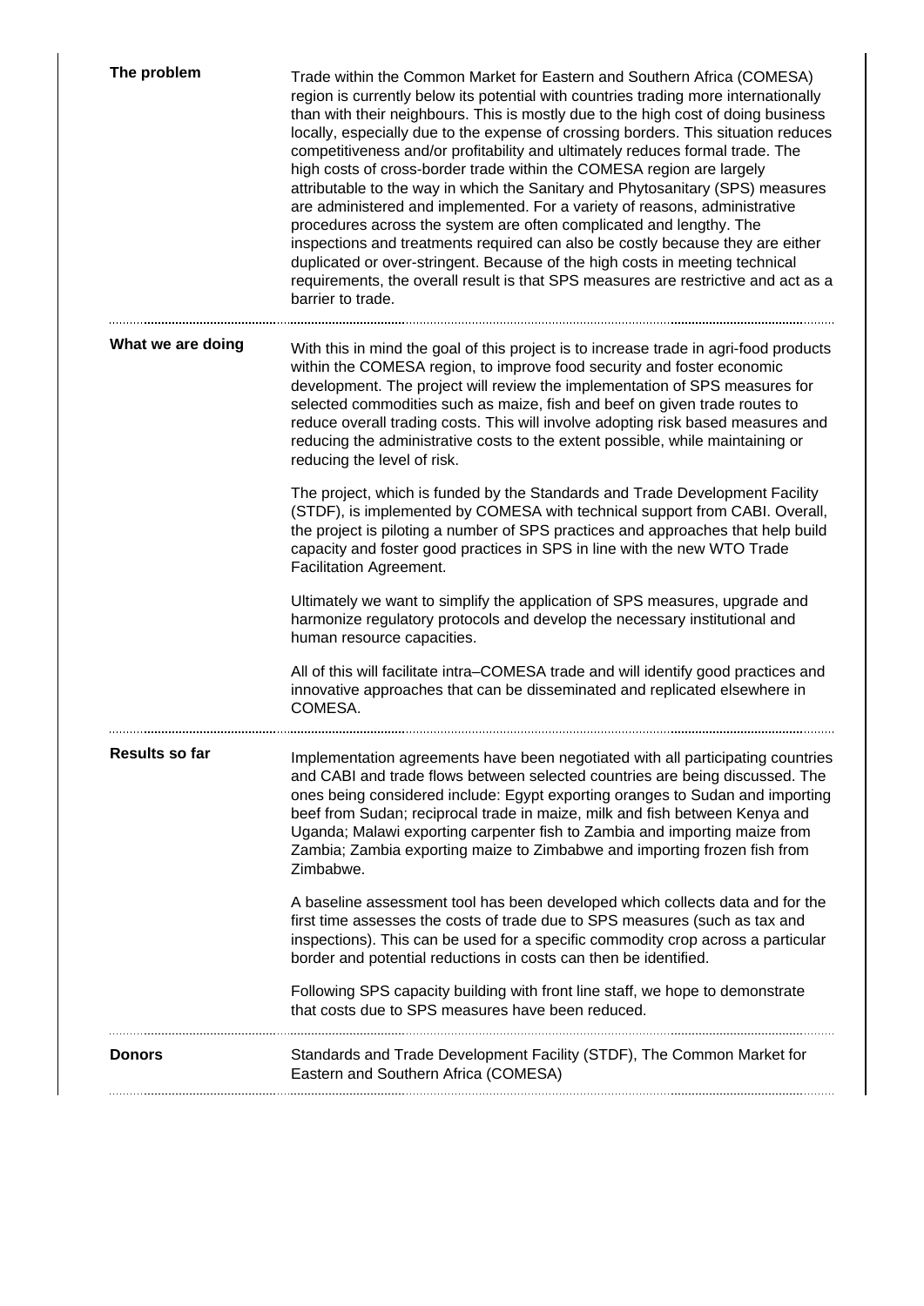## The problem

Trade within the Common Market for Eastern and Southern Africa (COMESA) region is currently below its potential with countries trading more internationally than with their neighbours. This is mostly due to the high cost of doing business locally, especially due to the expense of crossing borders. This situation reduces competitiveness and/or profitability and ultimately reduces formal trade. The high costs of cross-border trade within the COMESA region are largely attributable to the way in which the Sanitary and Phytosanitary (SPS) measures are administered and implemented. For a variety of reasons, administrative procedures across the system are often complicated and lengthy. The inspections and treatments required can also be costly because they are either duplicated or over-stringent. Because of the high costs in meeting technical requirements, the overall result is that SPS measures are restrictive and act as a barrier to trade.

## What we are doing

With this in mind the goal of this project is to increase trade in agri-food products within the COMESA region, to improve food security and foster economic development. The project will review the implementation of SPS measures for selected commodities such as maize, fish and beef on given trade routes to reduce overall trading costs. This will involve adopting risk based measures and reducing the administrative costs to the extent possible, while maintaining or reducing the level of risk.

The project, which is funded by the Standards and Trade Development Facility (STDF), is implemented by COMESA with technical support from CABI. Overall, the project is piloting a number of SPS practices and approaches that help build capacity and foster good practices in SPS in line with the new WTO Trade Facilitation Agreement.

Ultimately we want to simplify the application of SPS measures, upgrade and harmonize regulatory protocols and develop the necessary institutional and human resource capacities.

All of this will facilitate intra–COMESA trade and will identify good practices and innovative approaches that can be disseminated and replicated elsewhere in COMESA.

## Results so far

Implementation agreements have been negotiated with all participating countries and CABI and trade flows between selected countries are being discussed. The ones being considered include: Egypt exporting oranges to Sudan and importing beef from Sudan; reciprocal trade in maize, milk and fish between Kenya and Uganda; Malawi exporting carpenter fish to Zambia and importing maize from Zambia; Zambia exporting maize to Zimbabwe and importing frozen fish from Zimbabwe.

A baseline assessment tool has been developed which collects data and for the first time assesses the costs of trade due to SPS measures (such as tax and inspections). This can be used for a specific commodity crop across a particular border and potential reductions in costs can then be identified.

Following SPS capacity building with front line staff, we hope to demonstrate that costs due to SPS measures have been reduced.

## Donors

Standards and Trade Development Facility (STDF), The Common Market for Eastern and Southern Africa (COMESA)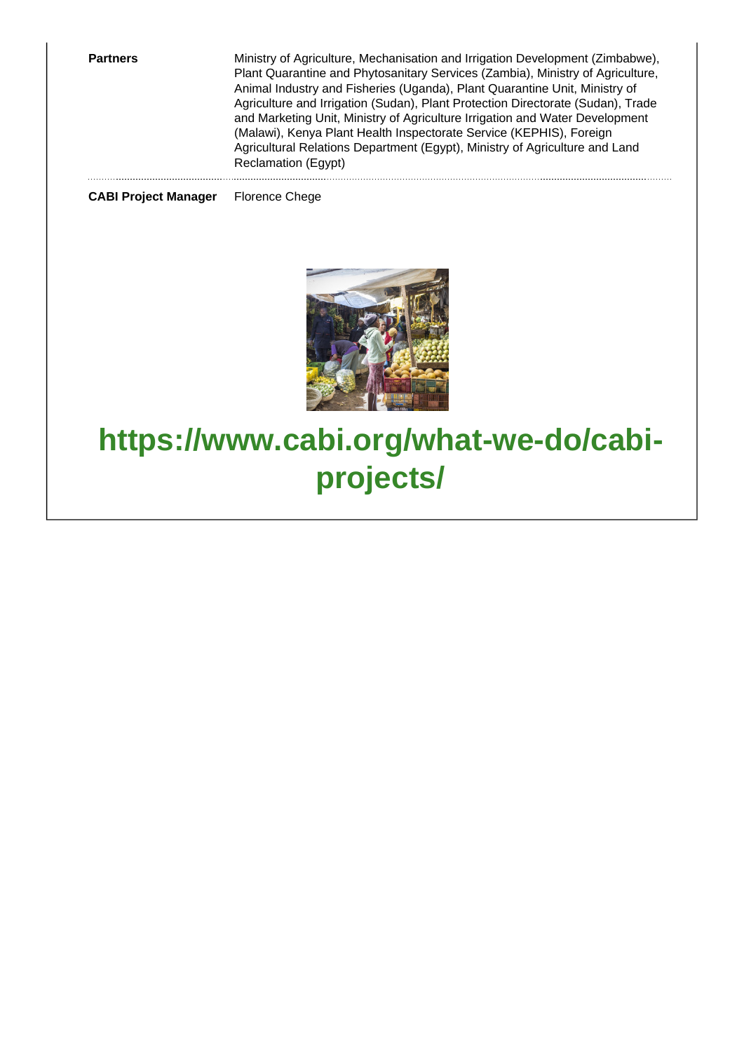| | |
|---|---|
| **Partners** | Ministry of Agriculture, Mechanisation and Irrigation Development (Zimbabwe), Plant Quarantine and Phytosanitary Services (Zambia), Ministry of Agriculture, Animal Industry and Fisheries (Uganda), Plant Quarantine Unit, Ministry of Agriculture and Irrigation (Sudan), Plant Protection Directorate (Sudan), Trade and Marketing Unit, Ministry of Agriculture Irrigation and Water Development (Malawi), Kenya Plant Health Inspectorate Service (KEPHIS), Foreign Agricultural Relations Department (Egypt), Ministry of Agriculture and Land Reclamation (Egypt) |
| **CABI Project Manager** | Florence Chege |

**https://www.cabi.org/what-we-do/cabi-projects/**